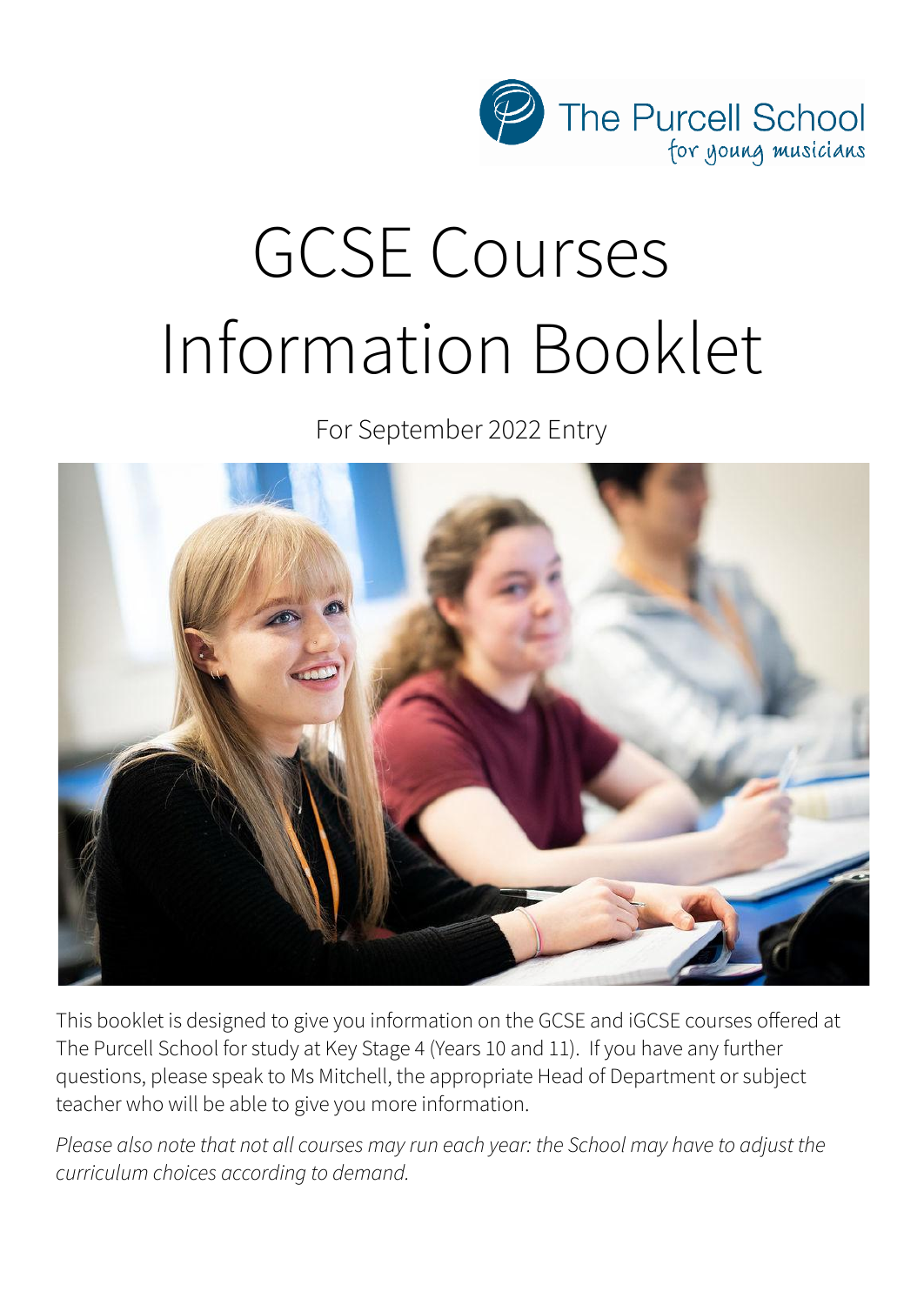The Purcell School
for young musicians

# GCSE Courses Information Booklet

For September 2022 Entry

This booklet is designed to give you information on the GCSE and iGCSE courses offered at The Purcell School for study at Key Stage 4 (Years 10 and 11). If you have any further questions, please speak to Ms Mitchell, the appropriate Head of Department or subject teacher who will be able to give you more information.

*Please also note that not all courses may run each year: the School may have to adjust the curriculum choices according to demand.*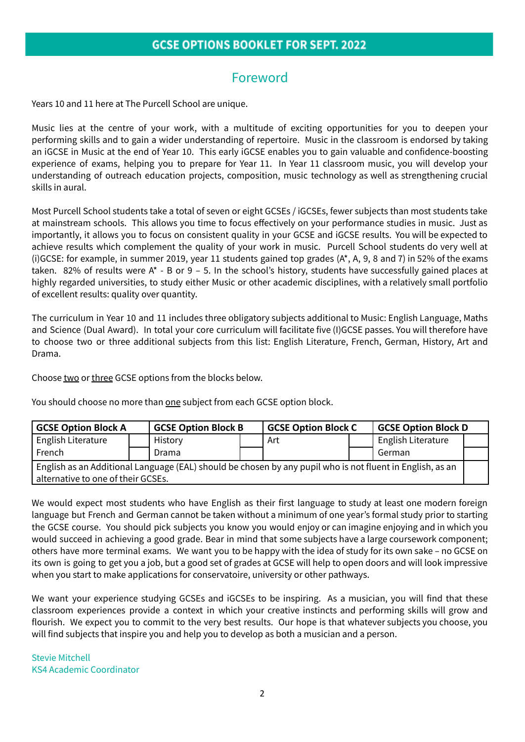# Foreword

Years 10 and 11 here at The Purcell School are unique.

Music lies at the centre of your work, with a multitude of exciting opportunities for you to deepen your performing skills and to gain a wider understanding of repertoire. Music in the classroom is endorsed by taking an iGCSE in Music at the end of Year 10. This early iGCSE enables you to gain valuable and confidence-boosting experience of exams, helping you to prepare for Year 11. In Year 11 classroom music, you will develop your understanding of outreach education projects, composition, music technology as well as strengthening crucial skills in aural.

Most Purcell School students take a total of seven or eight GCSEs / iGCSEs, fewer subjects than most students take at mainstream schools. This allows you time to focus effectively on your performance studies in music. Just as importantly, it allows you to focus on consistent quality in your GCSE and iGCSE results. You will be expected to achieve results which complement the quality of your work in music. Purcell School students do very well at (i)GCSE: for example, in summer 2019, year 11 students gained top grades (A*, A, 9, 8 and 7) in 52% of the exams taken. 82% of results were A* - B or 9 – 5. In the school's history, students have successfully gained places at highly regarded universities, to study either Music or other academic disciplines, with a relatively small portfolio of excellent results: quality over quantity.

The curriculum in Year 10 and 11 includes three obligatory subjects additional to Music: English Language, Maths and Science (Dual Award). In total your core curriculum will facilitate five (I)GCSE passes. You will therefore have to choose two or three additional subjects from this list: English Literature, French, German, History, Art and Drama.

Choose <u>two</u> or <u>three</u> GCSE options from the blocks below.

You should choose no more than <u>one</u> subject from each GCSE option block.

| **GCSE Option Block A** | | **GCSE Option Block B** | | **GCSE Option Block C** | | **GCSE Option Block D** | |
|---|---|---|---|---|---|---|---|
| English Literature | | History | | Art | | English Literature | |
| French | | Drama | | | | German | |
| English as an Additional Language (EAL) should be chosen by any pupil who is not fluent in English, as an alternative to one of their GCSEs. | | | | | | | |

We would expect most students who have English as their first language to study at least one modern foreign language but French and German cannot be taken without a minimum of one year's formal study prior to starting the GCSE course. You should pick subjects you know you would enjoy or can imagine enjoying and in which you would succeed in achieving a good grade. Bear in mind that some subjects have a large coursework component; others have more terminal exams. We want you to be happy with the idea of study for its own sake – no GCSE on its own is going to get you a job, but a good set of grades at GCSE will help to open doors and will look impressive when you start to make applications for conservatoire, university or other pathways.

We want your experience studying GCSEs and iGCSEs to be inspiring. As a musician, you will find that these classroom experiences provide a context in which your creative instincts and performing skills will grow and flourish. We expect you to commit to the very best results. Our hope is that whatever subjects you choose, you will find subjects that inspire you and help you to develop as both a musician and a person.

Stevie Mitchell
KS4 Academic Coordinator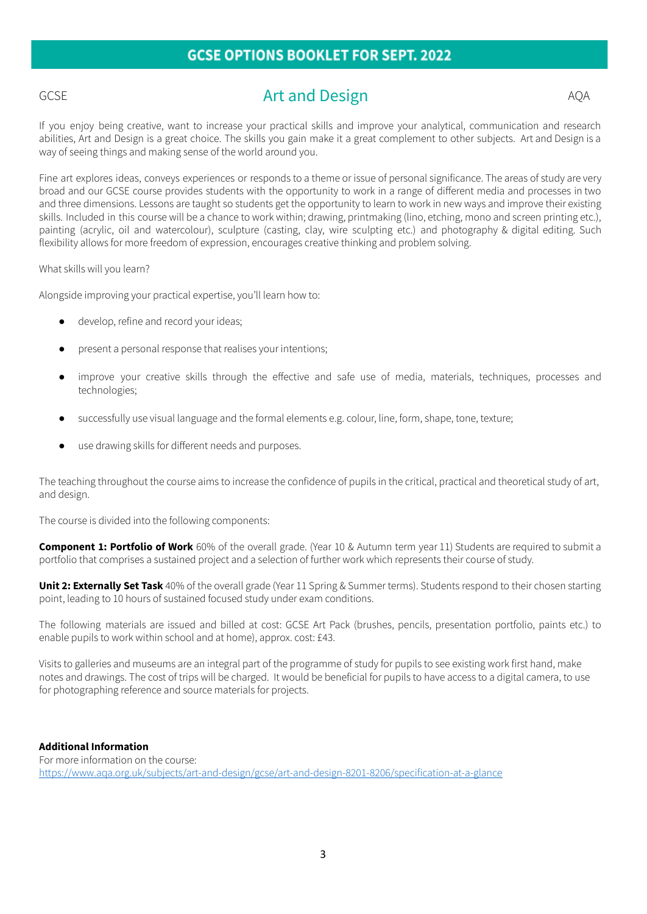# GCSE OPTIONS BOOKLET FOR SEPT. 2022

GCSE | **Art and Design** | AQA

## Art and Design

GCSE — AQA

If you enjoy being creative, want to increase your practical skills and improve your analytical, communication and research abilities, Art and Design is a great choice. The skills you gain make it a great complement to other subjects. Art and Design is a way of seeing things and making sense of the world around you.

Fine art explores ideas, conveys experiences or responds to a theme or issue of personal significance. The areas of study are very broad and our GCSE course provides students with the opportunity to work in a range of different media and processes in two and three dimensions. Lessons are taught so students get the opportunity to learn to work in new ways and improve their existing skills. Included in this course will be a chance to work within; drawing, printmaking (lino, etching, mono and screen printing etc.), painting (acrylic, oil and watercolour), sculpture (casting, clay, wire sculpting etc.) and photography & digital editing. Such flexibility allows for more freedom of expression, encourages creative thinking and problem solving.

What skills will you learn?

Alongside improving your practical expertise, you'll learn how to:

- develop, refine and record your ideas;
- present a personal response that realises your intentions;
- improve your creative skills through the effective and safe use of media, materials, techniques, processes and technologies;
- successfully use visual language and the formal elements e.g. colour, line, form, shape, tone, texture;
- use drawing skills for different needs and purposes.

The teaching throughout the course aims to increase the confidence of pupils in the critical, practical and theoretical study of art, and design.

The course is divided into the following components:

**Component 1: Portfolio of Work** 60% of the overall grade. (Year 10 & Autumn term year 11) Students are required to submit a portfolio that comprises a sustained project and a selection of further work which represents their course of study.

**Unit 2: Externally Set Task** 40% of the overall grade (Year 11 Spring & Summer terms). Students respond to their chosen starting point, leading to 10 hours of sustained focused study under exam conditions.

The following materials are issued and billed at cost: GCSE Art Pack (brushes, pencils, presentation portfolio, paints etc.) to enable pupils to work within school and at home), approx. cost: £43.

Visits to galleries and museums are an integral part of the programme of study for pupils to see existing work first hand, make notes and drawings. The cost of trips will be charged. It would be beneficial for pupils to have access to a digital camera, to use for photographing reference and source materials for projects.

**Additional Information**
For more information on the course:
https://www.aqa.org.uk/subjects/art-and-design/gcse/art-and-design-8201-8206/specification-at-a-glance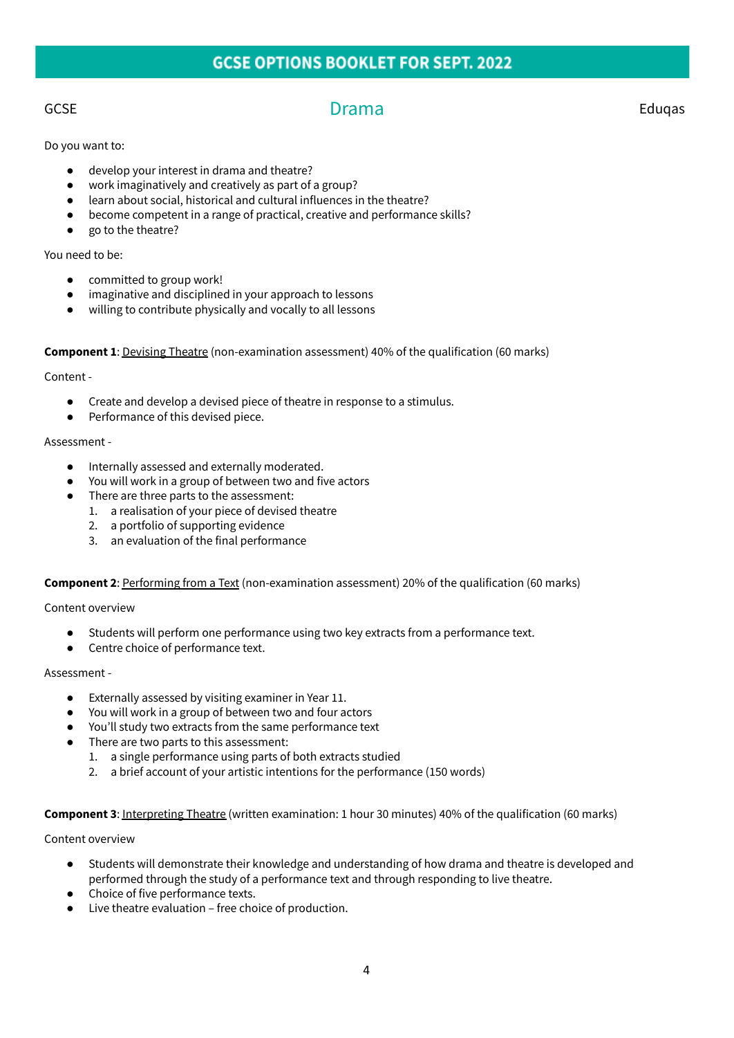# GCSE OPTIONS BOOKLET FOR SEPT. 2022

GCSE | **Drama** | Eduqas

Do you want to:

- develop your interest in drama and theatre?
- work imaginatively and creatively as part of a group?
- learn about social, historical and cultural influences in the theatre?
- become competent in a range of practical, creative and performance skills?
- go to the theatre?

You need to be:

- committed to group work!
- imaginative and disciplined in your approach to lessons
- willing to contribute physically and vocally to all lessons

**Component 1**: Devising Theatre (non-examination assessment) 40% of the qualification (60 marks)

Content -

- Create and develop a devised piece of theatre in response to a stimulus.
- Performance of this devised piece.

Assessment -

- Internally assessed and externally moderated.
- You will work in a group of between two and five actors
- There are three parts to the assessment:
  1. a realisation of your piece of devised theatre
  2. a portfolio of supporting evidence
  3. an evaluation of the final performance

**Component 2**: Performing from a Text (non-examination assessment) 20% of the qualification (60 marks)

Content overview

- Students will perform one performance using two key extracts from a performance text.
- Centre choice of performance text.

Assessment -

- Externally assessed by visiting examiner in Year 11.
- You will work in a group of between two and four actors
- You'll study two extracts from the same performance text
- There are two parts to this assessment:
  1. a single performance using parts of both extracts studied
  2. a brief account of your artistic intentions for the performance (150 words)

**Component 3**: Interpreting Theatre (written examination: 1 hour 30 minutes) 40% of the qualification (60 marks)

Content overview

- Students will demonstrate their knowledge and understanding of how drama and theatre is developed and performed through the study of a performance text and through responding to live theatre.
- Choice of five performance texts.
- Live theatre evaluation – free choice of production.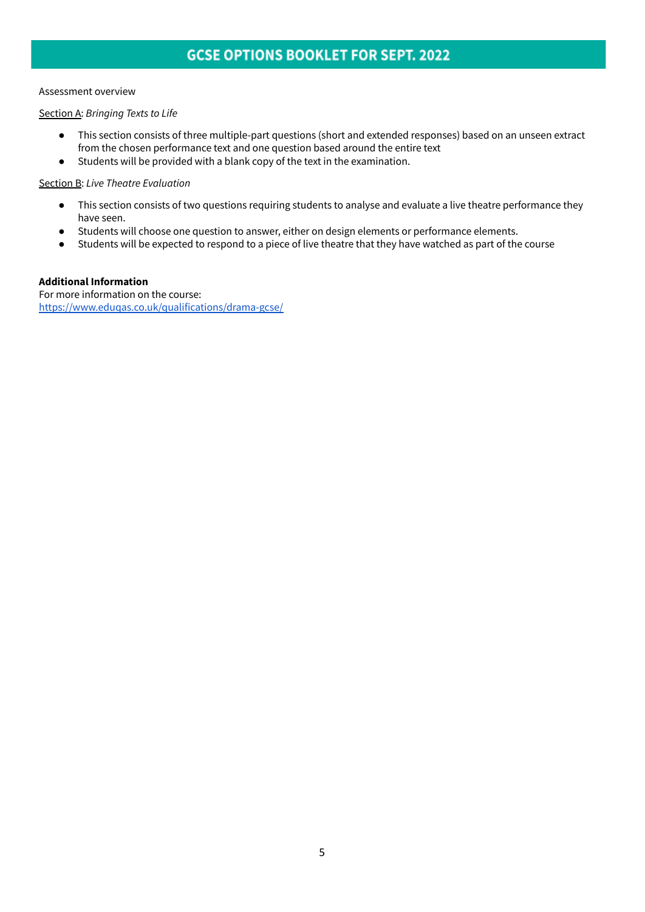Assessment overview

Section A: *Bringing Texts to Life*

- This section consists of three multiple-part questions (short and extended responses) based on an unseen extract from the chosen performance text and one question based around the entire text
- Students will be provided with a blank copy of the text in the examination.

Section B: *Live Theatre Evaluation*

- This section consists of two questions requiring students to analyse and evaluate a live theatre performance they have seen.
- Students will choose one question to answer, either on design elements or performance elements.
- Students will be expected to respond to a piece of live theatre that they have watched as part of the course

**Additional Information**
For more information on the course:
[https://www.eduqas.co.uk/qualifications/drama-gcse/](https://www.eduqas.co.uk/qualifications/drama-gcse/)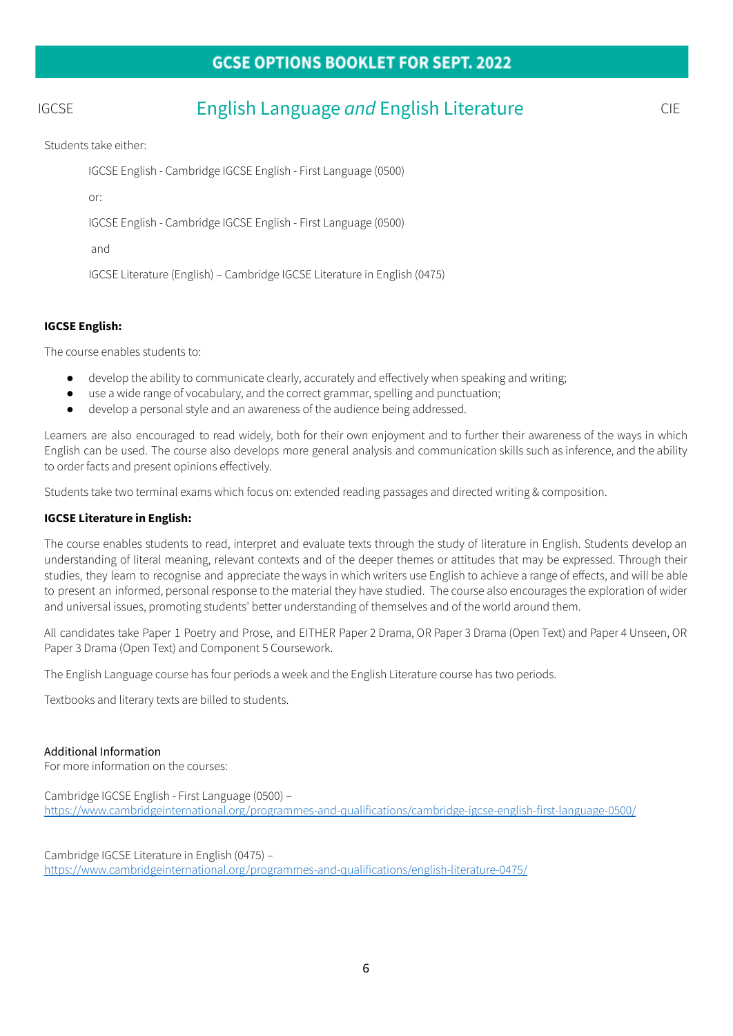# English Language *and* English Literature

IGCSE — CIE

Students take either:

IGCSE English - Cambridge IGCSE English - First Language (0500)

or:

IGCSE English - Cambridge IGCSE English - First Language (0500)

and

IGCSE Literature (English) – Cambridge IGCSE Literature in English (0475)

**IGCSE English:**

The course enables students to:

- develop the ability to communicate clearly, accurately and effectively when speaking and writing;
- use a wide range of vocabulary, and the correct grammar, spelling and punctuation;
- develop a personal style and an awareness of the audience being addressed.

Learners are also encouraged to read widely, both for their own enjoyment and to further their awareness of the ways in which English can be used. The course also develops more general analysis and communication skills such as inference, and the ability to order facts and present opinions effectively.

Students take two terminal exams which focus on: extended reading passages and directed writing & composition.

**IGCSE Literature in English:**

The course enables students to read, interpret and evaluate texts through the study of literature in English. Students develop an understanding of literal meaning, relevant contexts and of the deeper themes or attitudes that may be expressed. Through their studies, they learn to recognise and appreciate the ways in which writers use English to achieve a range of effects, and will be able to present an informed, personal response to the material they have studied. The course also encourages the exploration of wider and universal issues, promoting students' better understanding of themselves and of the world around them.

All candidates take Paper 1 Poetry and Prose, and EITHER Paper 2 Drama, OR Paper 3 Drama (Open Text) and Paper 4 Unseen, OR Paper 3 Drama (Open Text) and Component 5 Coursework.

The English Language course has four periods a week and the English Literature course has two periods.

Textbooks and literary texts are billed to students.

Additional Information
For more information on the courses:

Cambridge IGCSE English - First Language (0500) –
https://www.cambridgeinternational.org/programmes-and-qualifications/cambridge-igcse-english-first-language-0500/

Cambridge IGCSE Literature in English (0475) –
https://www.cambridgeinternational.org/programmes-and-qualifications/english-literature-0475/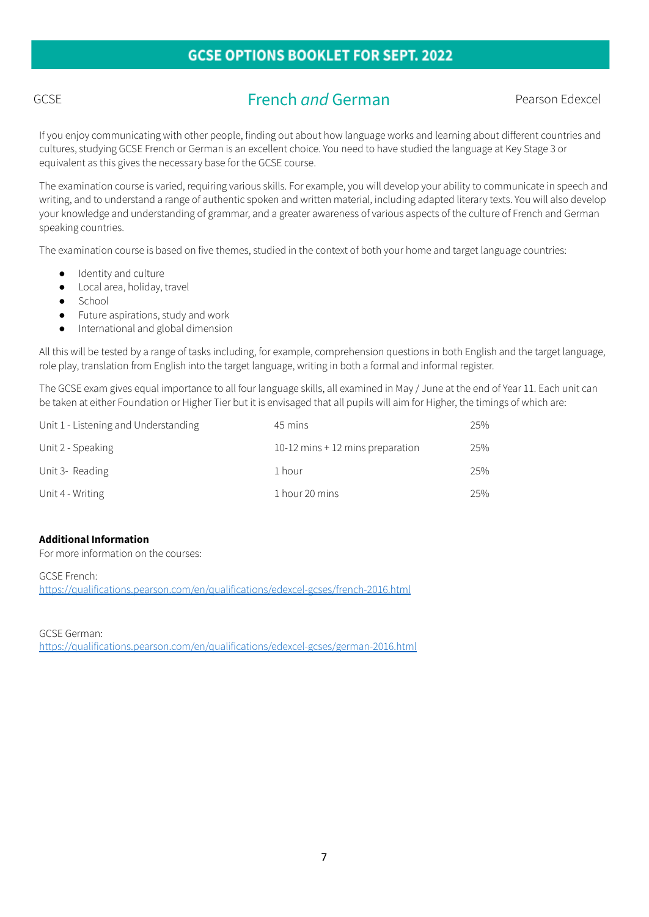GCSE **French *and* German** Pearson Edexcel

If you enjoy communicating with other people, finding out about how language works and learning about different countries and cultures, studying GCSE French or German is an excellent choice. You need to have studied the language at Key Stage 3 or equivalent as this gives the necessary base for the GCSE course.

The examination course is varied, requiring various skills. For example, you will develop your ability to communicate in speech and writing, and to understand a range of authentic spoken and written material, including adapted literary texts. You will also develop your knowledge and understanding of grammar, and a greater awareness of various aspects of the culture of French and German speaking countries.

The examination course is based on five themes, studied in the context of both your home and target language countries:

- Identity and culture
- Local area, holiday, travel
- School
- Future aspirations, study and work
- International and global dimension

All this will be tested by a range of tasks including, for example, comprehension questions in both English and the target language, role play, translation from English into the target language, writing in both a formal and informal register.

The GCSE exam gives equal importance to all four language skills, all examined in May / June at the end of Year 11. Each unit can be taken at either Foundation or Higher Tier but it is envisaged that all pupils will aim for Higher, the timings of which are:

| | | |
|---|---|---|
| Unit 1 - Listening and Understanding | 45 mins | 25% |
| Unit 2 - Speaking | 10-12 mins + 12 mins preparation | 25% |
| Unit 3- Reading | 1 hour | 25% |
| Unit 4 - Writing | 1 hour 20 mins | 25% |

**Additional Information**
For more information on the courses:

GCSE French:
https://qualifications.pearson.com/en/qualifications/edexcel-gcses/french-2016.html

GCSE German:
https://qualifications.pearson.com/en/qualifications/edexcel-gcses/german-2016.html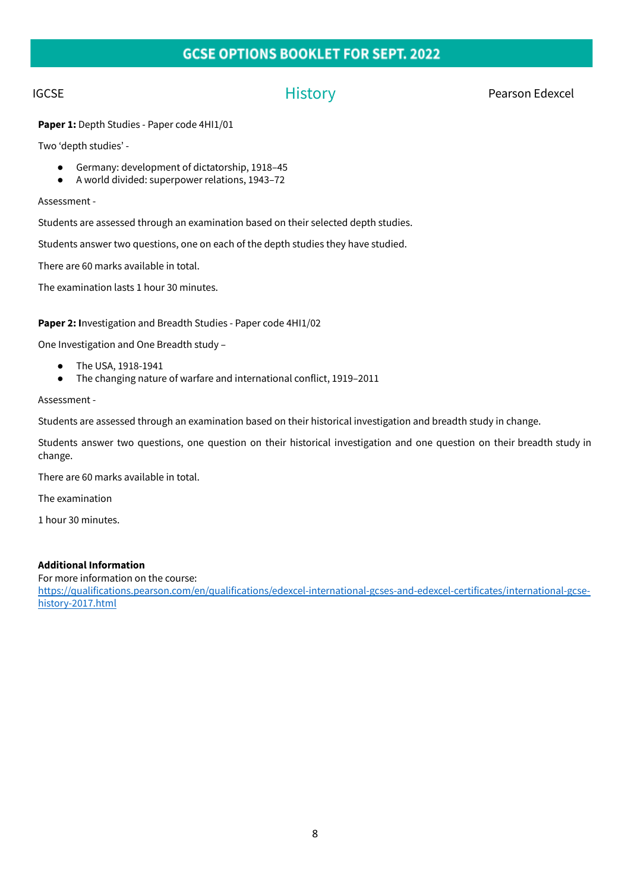# GCSE OPTIONS BOOKLET FOR SEPT. 2022

IGCSE

## History

Pearson Edexcel

**Paper 1:** Depth Studies - Paper code 4HI1/01

Two 'depth studies' -

- Germany: development of dictatorship, 1918–45
- A world divided: superpower relations, 1943–72

Assessment -

Students are assessed through an examination based on their selected depth studies.

Students answer two questions, one on each of the depth studies they have studied.

There are 60 marks available in total.

The examination lasts 1 hour 30 minutes.

**Paper 2: I**nvestigation and Breadth Studies - Paper code 4HI1/02

One Investigation and One Breadth study –

- The USA, 1918-1941
- The changing nature of warfare and international conflict, 1919–2011

Assessment -

Students are assessed through an examination based on their historical investigation and breadth study in change.

Students answer two questions, one question on their historical investigation and one question on their breadth study in change.

There are 60 marks available in total.

The examination

1 hour 30 minutes.

**Additional Information**
For more information on the course:
https://qualifications.pearson.com/en/qualifications/edexcel-international-gcses-and-edexcel-certificates/international-gcse-history-2017.html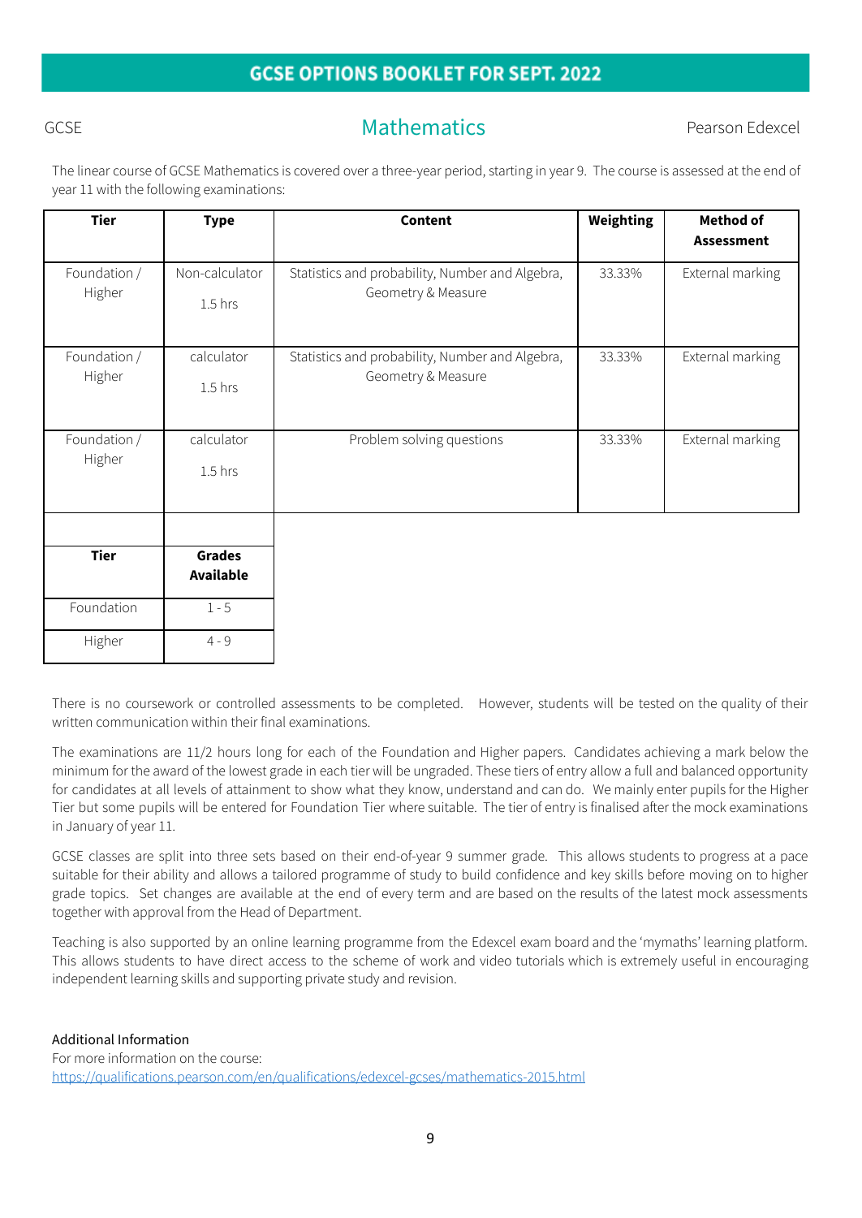GCSE

# Mathematics

Pearson Edexcel

The linear course of GCSE Mathematics is covered over a three-year period, starting in year 9. The course is assessed at the end of year 11 with the following examinations:

| Tier | Type | Content | Weighting | Method of Assessment |
|---|---|---|---|---|
| Foundation / Higher | Non-calculator 1.5 hrs | Statistics and probability, Number and Algebra, Geometry & Measure | 33.33% | External marking |
| Foundation / Higher | calculator 1.5 hrs | Statistics and probability, Number and Algebra, Geometry & Measure | 33.33% | External marking |
| Foundation / Higher | calculator 1.5 hrs | Problem solving questions | 33.33% | External marking |

| Tier | Grades Available |
|---|---|
| Foundation | 1 - 5 |
| Higher | 4 - 9 |

There is no coursework or controlled assessments to be completed. However, students will be tested on the quality of their written communication within their final examinations.

The examinations are 11/2 hours long for each of the Foundation and Higher papers. Candidates achieving a mark below the minimum for the award of the lowest grade in each tier will be ungraded. These tiers of entry allow a full and balanced opportunity for candidates at all levels of attainment to show what they know, understand and can do. We mainly enter pupils for the Higher Tier but some pupils will be entered for Foundation Tier where suitable. The tier of entry is finalised after the mock examinations in January of year 11.

GCSE classes are split into three sets based on their end-of-year 9 summer grade. This allows students to progress at a pace suitable for their ability and allows a tailored programme of study to build confidence and key skills before moving on to higher grade topics. Set changes are available at the end of every term and are based on the results of the latest mock assessments together with approval from the Head of Department.

Teaching is also supported by an online learning programme from the Edexcel exam board and the 'mymaths' learning platform. This allows students to have direct access to the scheme of work and video tutorials which is extremely useful in encouraging independent learning skills and supporting private study and revision.

Additional Information
For more information on the course:
https://qualifications.pearson.com/en/qualifications/edexcel-gcses/mathematics-2015.html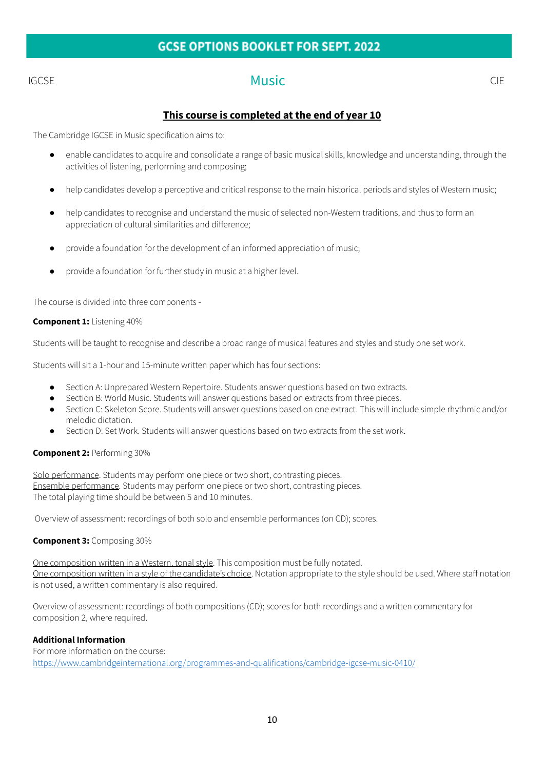IGCSE

# Music

CIE

**This course is completed at the end of year 10**

The Cambridge IGCSE in Music specification aims to:

- enable candidates to acquire and consolidate a range of basic musical skills, knowledge and understanding, through the activities of listening, performing and composing;
- help candidates develop a perceptive and critical response to the main historical periods and styles of Western music;
- help candidates to recognise and understand the music of selected non-Western traditions, and thus to form an appreciation of cultural similarities and difference;
- provide a foundation for the development of an informed appreciation of music;
- provide a foundation for further study in music at a higher level.

The course is divided into three components -

**Component 1:** Listening 40%

Students will be taught to recognise and describe a broad range of musical features and styles and study one set work.

Students will sit a 1-hour and 15-minute written paper which has four sections:

- Section A: Unprepared Western Repertoire. Students answer questions based on two extracts.
- Section B: World Music. Students will answer questions based on extracts from three pieces.
- Section C: Skeleton Score. Students will answer questions based on one extract. This will include simple rhythmic and/or melodic dictation.
- Section D: Set Work. Students will answer questions based on two extracts from the set work.

**Component 2:** Performing 30%

Solo performance. Students may perform one piece or two short, contrasting pieces.
Ensemble performance. Students may perform one piece or two short, contrasting pieces.
The total playing time should be between 5 and 10 minutes.

Overview of assessment: recordings of both solo and ensemble performances (on CD); scores.

**Component 3:** Composing 30%

One composition written in a Western, tonal style. This composition must be fully notated.
One composition written in a style of the candidate's choice. Notation appropriate to the style should be used. Where staff notation is not used, a written commentary is also required.

Overview of assessment: recordings of both compositions (CD); scores for both recordings and a written commentary for composition 2, where required.

**Additional Information**
For more information on the course:
https://www.cambridgeinternational.org/programmes-and-qualifications/cambridge-igcse-music-0410/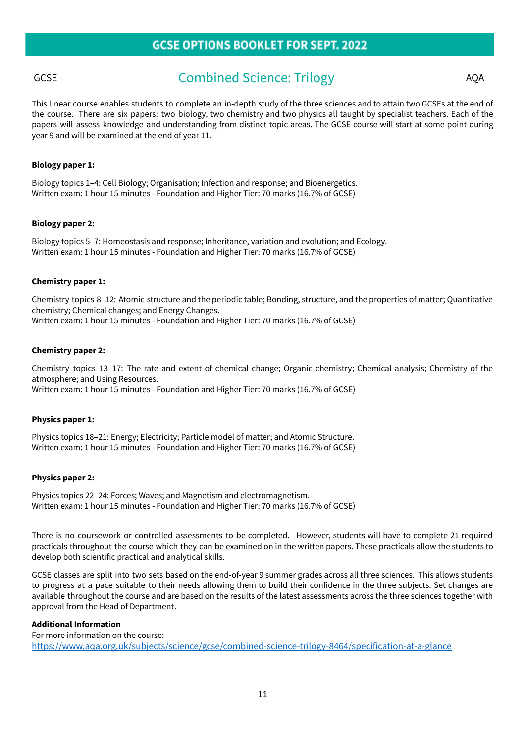GCSE | **Combined Science: Trilogy** | AQA

This linear course enables students to complete an in-depth study of the three sciences and to attain two GCSEs at the end of the course. There are six papers: two biology, two chemistry and two physics all taught by specialist teachers. Each of the papers will assess knowledge and understanding from distinct topic areas. The GCSE course will start at some point during year 9 and will be examined at the end of year 11.

**Biology paper 1:**

Biology topics 1–4: Cell Biology; Organisation; Infection and response; and Bioenergetics.
Written exam: 1 hour 15 minutes - Foundation and Higher Tier: 70 marks (16.7% of GCSE)

**Biology paper 2:**

Biology topics 5–7: Homeostasis and response; Inheritance, variation and evolution; and Ecology.
Written exam: 1 hour 15 minutes - Foundation and Higher Tier: 70 marks (16.7% of GCSE)

**Chemistry paper 1:**

Chemistry topics 8–12: Atomic structure and the periodic table; Bonding, structure, and the properties of matter; Quantitative chemistry; Chemical changes; and Energy Changes.
Written exam: 1 hour 15 minutes - Foundation and Higher Tier: 70 marks (16.7% of GCSE)

**Chemistry paper 2:**

Chemistry topics 13–17: The rate and extent of chemical change; Organic chemistry; Chemical analysis; Chemistry of the atmosphere; and Using Resources.
Written exam: 1 hour 15 minutes - Foundation and Higher Tier: 70 marks (16.7% of GCSE)

**Physics paper 1:**

Physics topics 18–21: Energy; Electricity; Particle model of matter; and Atomic Structure.
Written exam: 1 hour 15 minutes - Foundation and Higher Tier: 70 marks (16.7% of GCSE)

**Physics paper 2:**

Physics topics 22–24: Forces; Waves; and Magnetism and electromagnetism.
Written exam: 1 hour 15 minutes - Foundation and Higher Tier: 70 marks (16.7% of GCSE)

There is no coursework or controlled assessments to be completed. However, students will have to complete 21 required practicals throughout the course which they can be examined on in the written papers. These practicals allow the students to develop both scientific practical and analytical skills.

GCSE classes are split into two sets based on the end-of-year 9 summer grades across all three sciences. This allows students to progress at a pace suitable to their needs allowing them to build their confidence in the three subjects. Set changes are available throughout the course and are based on the results of the latest assessments across the three sciences together with approval from the Head of Department.

**Additional Information**
For more information on the course:
https://www.aqa.org.uk/subjects/science/gcse/combined-science-trilogy-8464/specification-at-a-glance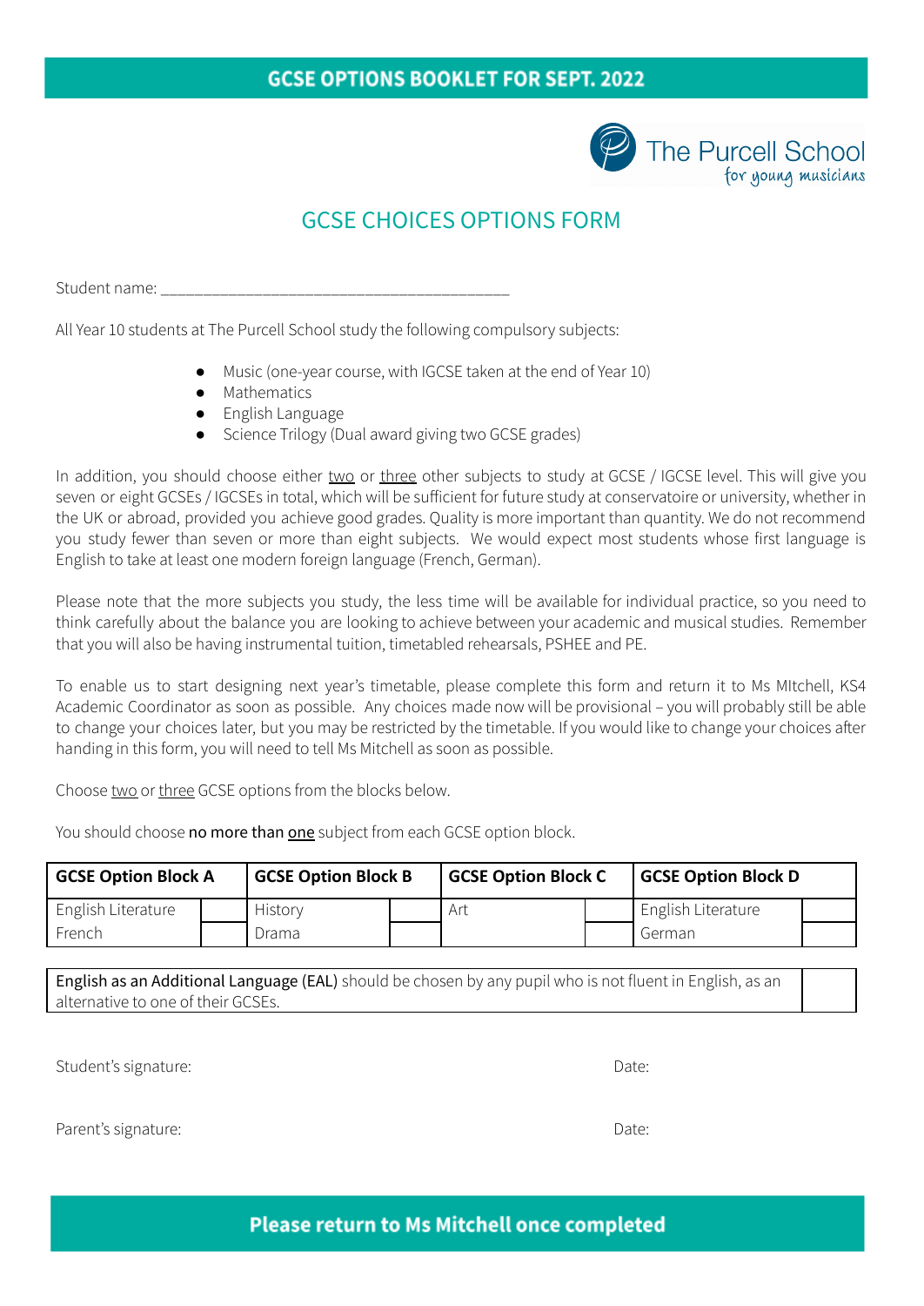# GCSE CHOICES OPTIONS FORM

Student name: ________________________________________

All Year 10 students at The Purcell School study the following compulsory subjects:

- Music (one-year course, with IGCSE taken at the end of Year 10)
- Mathematics
- English Language
- Science Trilogy (Dual award giving two GCSE grades)

In addition, you should choose either <u>two</u> or <u>three</u> other subjects to study at GCSE / IGCSE level. This will give you seven or eight GCSEs / IGCSEs in total, which will be sufficient for future study at conservatoire or university, whether in the UK or abroad, provided you achieve good grades. Quality is more important than quantity. We do not recommend you study fewer than seven or more than eight subjects. We would expect most students whose first language is English to take at least one modern foreign language (French, German).

Please note that the more subjects you study, the less time will be available for individual practice, so you need to think carefully about the balance you are looking to achieve between your academic and musical studies. Remember that you will also be having instrumental tuition, timetabled rehearsals, PSHEE and PE.

To enable us to start designing next year's timetable, please complete this form and return it to Ms MItchell, KS4 Academic Coordinator as soon as possible. Any choices made now will be provisional – you will probably still be able to change your choices later, but you may be restricted by the timetable. If you would like to change your choices after handing in this form, you will need to tell Ms Mitchell as soon as possible.

Choose <u>two</u> or <u>three</u> GCSE options from the blocks below.

You should choose **no more than** <u>one</u> subject from each GCSE option block.

| GCSE Option Block A | | GCSE Option Block B | | GCSE Option Block C | | GCSE Option Block D | |
|---|---|---|---|---|---|---|---|
| English Literature | | History | | Art | | English Literature | |
| French | | Drama | | | | German | |

| | |
|---|---|
| **English as an Additional Language (EAL)** should be chosen by any pupil who is not fluent in English, as an alternative to one of their GCSEs. | |

Student's signature: Date:

Parent's signature: Date:

**Please return to Ms Mitchell once completed**